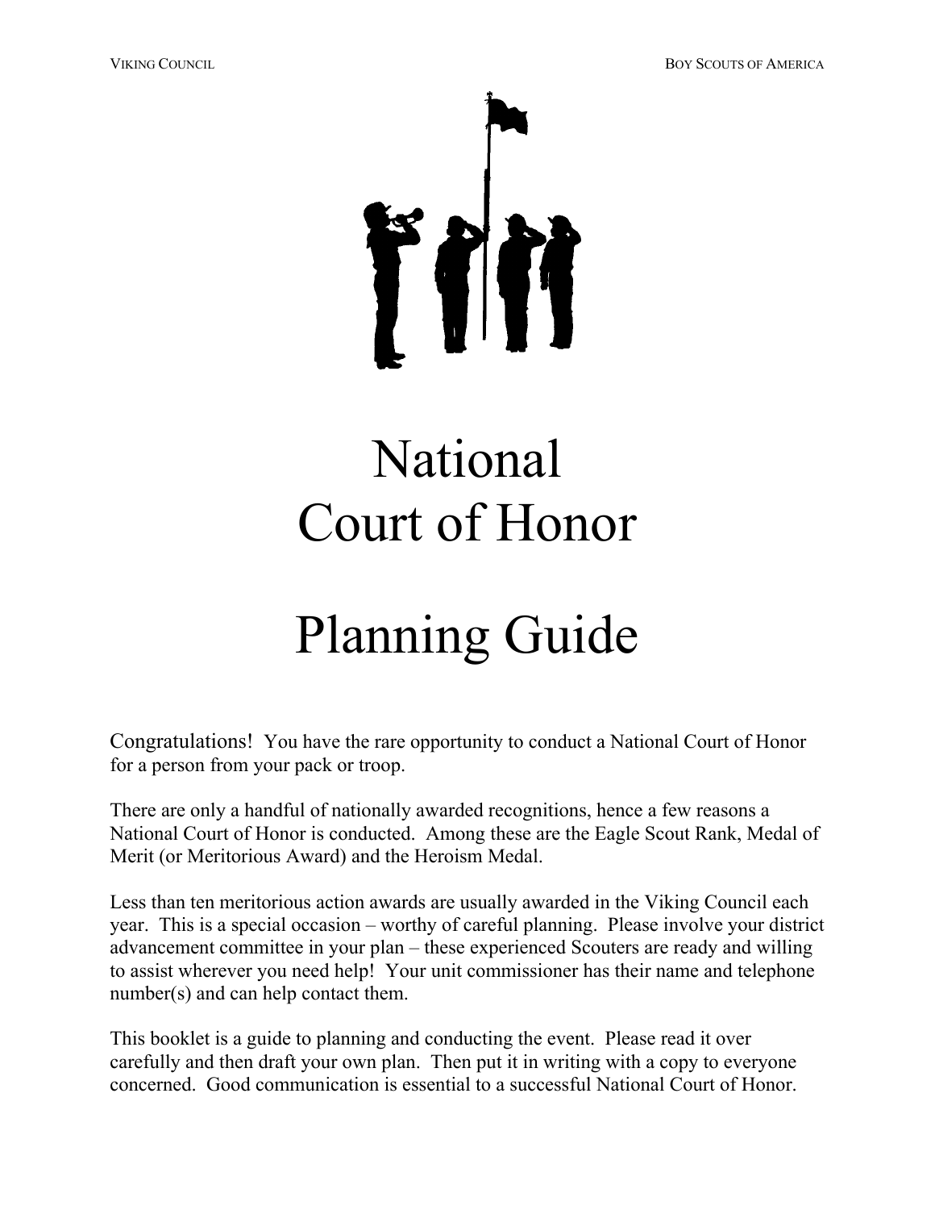# National Court of Honor

# Planning Guide

Congratulations! You have the rare opportunity to conduct a National Court of Honor for a person from your pack or troop.

There are only a handful of nationally awarded recognitions, hence a few reasons a National Court of Honor is conducted. Among these are the Eagle Scout Rank, Medal of Merit (or Meritorious Award) and the Heroism Medal.

Less than ten meritorious action awards are usually awarded in the Viking Council each year. This is a special occasion – worthy of careful planning. Please involve your district advancement committee in your plan – these experienced Scouters are ready and willing to assist wherever you need help! Your unit commissioner has their name and telephone number(s) and can help contact them.

This booklet is a guide to planning and conducting the event. Please read it over carefully and then draft your own plan. Then put it in writing with a copy to everyone concerned. Good communication is essential to a successful National Court of Honor.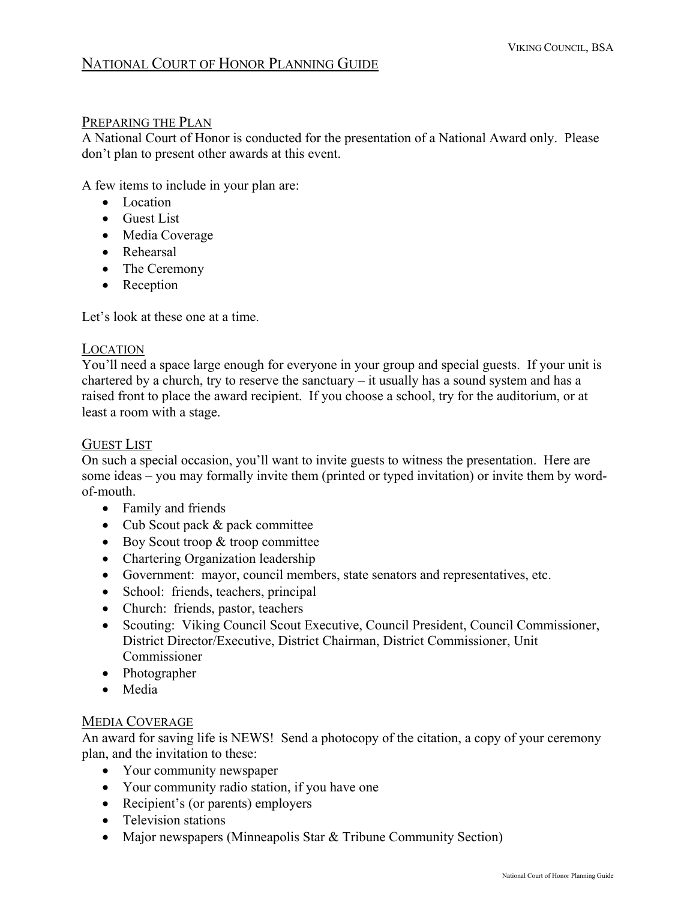# NATIONAL COURT OF HONOR PLANNING GUIDE

## PREPARING THE PLAN

A National Court of Honor is conducted for the presentation of a National Award only. Please don't plan to present other awards at this event.

A few items to include in your plan are:

- Location
- Guest List
- Media Coverage
- Rehearsal
- The Ceremony
- Reception

Let's look at these one at a time.

## LOCATION

You'll need a space large enough for everyone in your group and special guests. If your unit is chartered by a church, try to reserve the sanctuary – it usually has a sound system and has a raised front to place the award recipient. If you choose a school, try for the auditorium, or at least a room with a stage.

## GUEST LIST

On such a special occasion, you'll want to invite guests to witness the presentation. Here are some ideas – you may formally invite them (printed or typed invitation) or invite them by word-of-mouth.

- Family and friends
- Cub Scout pack & pack committee
- Boy Scout troop & troop committee
- Chartering Organization leadership
- Government: mayor, council members, state senators and representatives, etc.
- School: friends, teachers, principal
- Church: friends, pastor, teachers
- Scouting: Viking Council Scout Executive, Council President, Council Commissioner, District Director/Executive, District Chairman, District Commissioner, Unit Commissioner
- Photographer
- Media

## MEDIA COVERAGE

An award for saving life is NEWS! Send a photocopy of the citation, a copy of your ceremony plan, and the invitation to these:

- Your community newspaper
- Your community radio station, if you have one
- Recipient's (or parents) employers
- Television stations
- Major newspapers (Minneapolis Star & Tribune Community Section)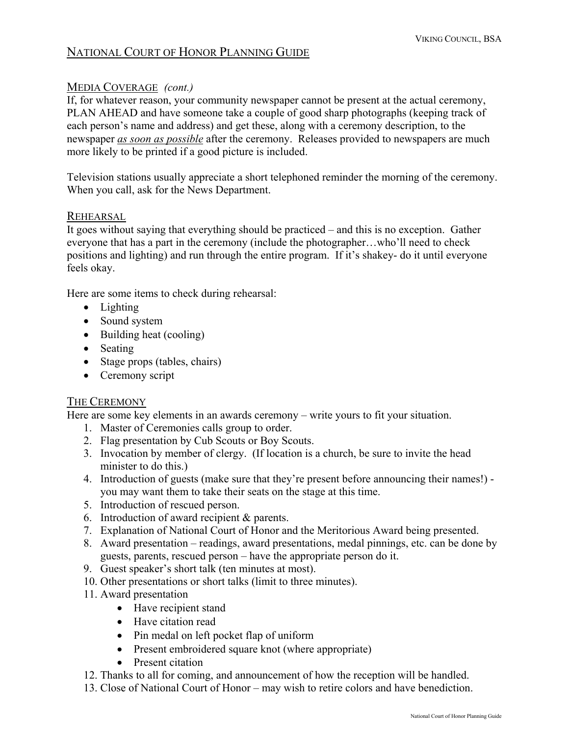## NATIONAL COURT OF HONOR PLANNING GUIDE

### MEDIA COVERAGE *(cont.)*

If, for whatever reason, your community newspaper cannot be present at the actual ceremony, PLAN AHEAD and have someone take a couple of good sharp photographs (keeping track of each person's name and address) and get these, along with a ceremony description, to the newspaper ***as soon as possible*** after the ceremony. Releases provided to newspapers are much more likely to be printed if a good picture is included.

Television stations usually appreciate a short telephoned reminder the morning of the ceremony. When you call, ask for the News Department.

### REHEARSAL

It goes without saying that everything should be practiced – and this is no exception. Gather everyone that has a part in the ceremony (include the photographer…who'll need to check positions and lighting) and run through the entire program. If it's shakey- do it until everyone feels okay.

Here are some items to check during rehearsal:

- Lighting
- Sound system
- Building heat (cooling)
- Seating
- Stage props (tables, chairs)
- Ceremony script

### THE CEREMONY

Here are some key elements in an awards ceremony – write yours to fit your situation.

1. Master of Ceremonies calls group to order.
2. Flag presentation by Cub Scouts or Boy Scouts.
3. Invocation by member of clergy. (If location is a church, be sure to invite the head minister to do this.)
4. Introduction of guests (make sure that they're present before announcing their names!) - you may want them to take their seats on the stage at this time.
5. Introduction of rescued person.
6. Introduction of award recipient & parents.
7. Explanation of National Court of Honor and the Meritorious Award being presented.
8. Award presentation – readings, award presentations, medal pinnings, etc. can be done by guests, parents, rescued person – have the appropriate person do it.
9. Guest speaker's short talk (ten minutes at most).
10. Other presentations or short talks (limit to three minutes).
11. Award presentation
    - Have recipient stand
    - Have citation read
    - Pin medal on left pocket flap of uniform
    - Present embroidered square knot (where appropriate)
    - Present citation
12. Thanks to all for coming, and announcement of how the reception will be handled.
13. Close of National Court of Honor – may wish to retire colors and have benediction.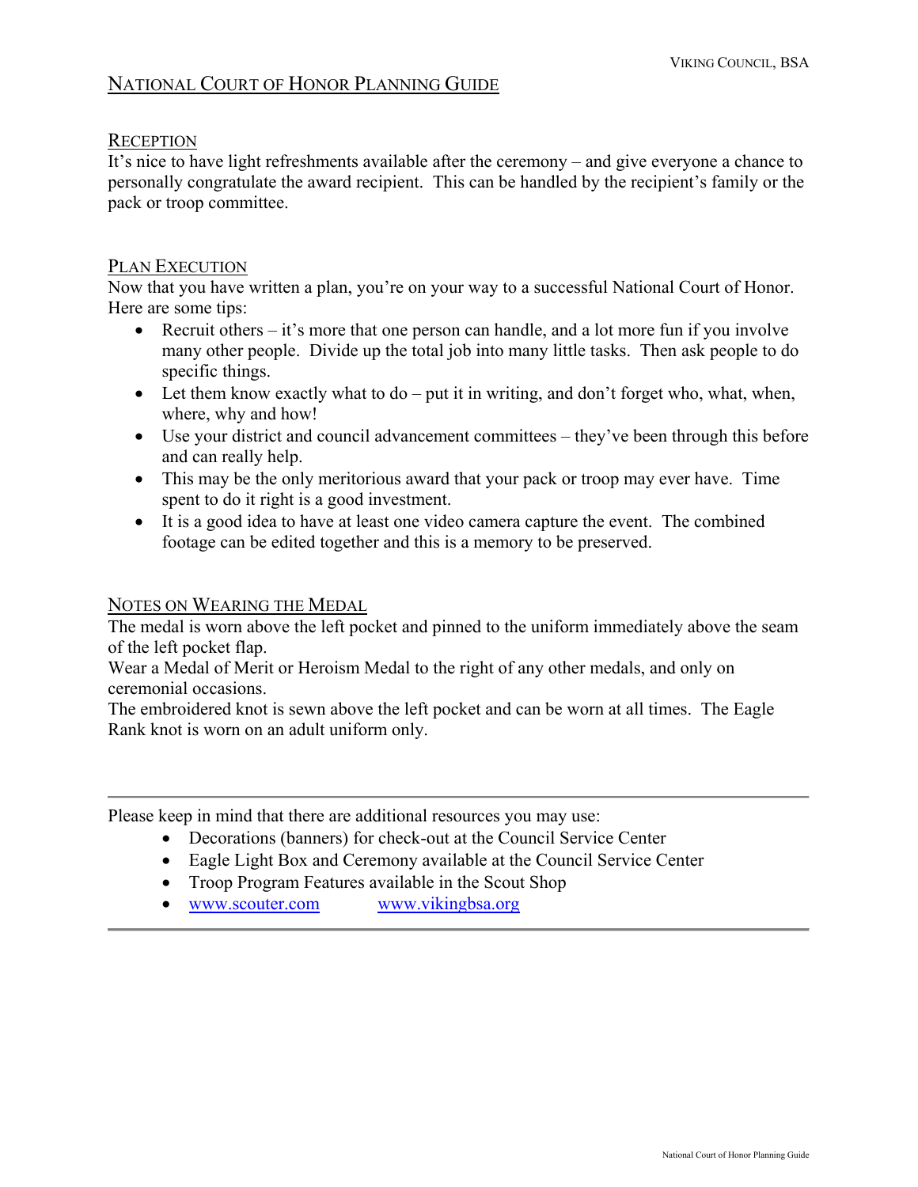## National Court of Honor Planning Guide

### Reception

It's nice to have light refreshments available after the ceremony – and give everyone a chance to personally congratulate the award recipient. This can be handled by the recipient's family or the pack or troop committee.

### Plan Execution

Now that you have written a plan, you're on your way to a successful National Court of Honor. Here are some tips:

- Recruit others – it's more that one person can handle, and a lot more fun if you involve many other people. Divide up the total job into many little tasks. Then ask people to do specific things.
- Let them know exactly what to do – put it in writing, and don't forget who, what, when, where, why and how!
- Use your district and council advancement committees – they've been through this before and can really help.
- This may be the only meritorious award that your pack or troop may ever have. Time spent to do it right is a good investment.
- It is a good idea to have at least one video camera capture the event. The combined footage can be edited together and this is a memory to be preserved.

### Notes on Wearing the Medal

The medal is worn above the left pocket and pinned to the uniform immediately above the seam of the left pocket flap.

Wear a Medal of Merit or Heroism Medal to the right of any other medals, and only on ceremonial occasions.

The embroidered knot is sewn above the left pocket and can be worn at all times. The Eagle Rank knot is worn on an adult uniform only.

---

Please keep in mind that there are additional resources you may use:

- Decorations (banners) for check-out at the Council Service Center
- Eagle Light Box and Ceremony available at the Council Service Center
- Troop Program Features available in the Scout Shop
- www.scouter.com www.vikingbsa.org

---